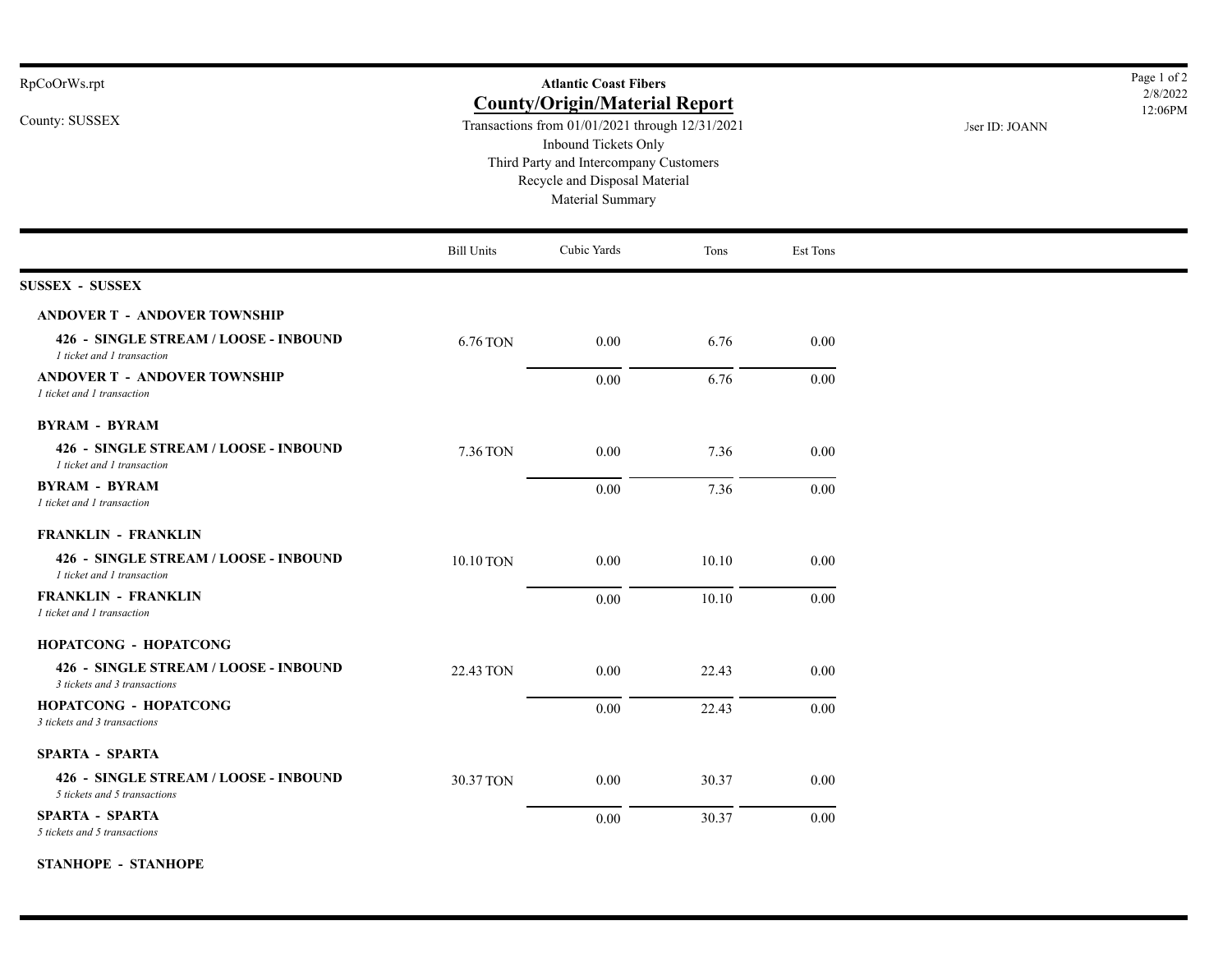RpCoOrWs.rpt

County: SUSSEX

**Atlantic Coast Fibers**

## County/Origin/Material Report

Transactions from 01/01/2021 through 12/31/2021
Inbound Tickets Only
Third Party and Intercompany Customers
Recycle and Disposal Material
Material Summary

2/8/2022
12:06PM

User ID: JOANN

| | Bill Units | Cubic Yards | Tons | Est Tons |
|---|---|---|---|---|
| **SUSSEX - SUSSEX** | | | | |
| **ANDOVER T - ANDOVER TOWNSHIP** | | | | |
| **426 - SINGLE STREAM / LOOSE - INBOUND** *1 ticket and 1 transaction* | 6.76 TON | 0.00 | 6.76 | 0.00 |
| **ANDOVER T - ANDOVER TOWNSHIP** *1 ticket and 1 transaction* | | 0.00 | 6.76 | 0.00 |
| **BYRAM - BYRAM** | | | | |
| **426 - SINGLE STREAM / LOOSE - INBOUND** *1 ticket and 1 transaction* | 7.36 TON | 0.00 | 7.36 | 0.00 |
| **BYRAM - BYRAM** *1 ticket and 1 transaction* | | 0.00 | 7.36 | 0.00 |
| **FRANKLIN - FRANKLIN** | | | | |
| **426 - SINGLE STREAM / LOOSE - INBOUND** *1 ticket and 1 transaction* | 10.10 TON | 0.00 | 10.10 | 0.00 |
| **FRANKLIN - FRANKLIN** *1 ticket and 1 transaction* | | 0.00 | 10.10 | 0.00 |
| **HOPATCONG - HOPATCONG** | | | | |
| **426 - SINGLE STREAM / LOOSE - INBOUND** *3 tickets and 3 transactions* | 22.43 TON | 0.00 | 22.43 | 0.00 |
| **HOPATCONG - HOPATCONG** *3 tickets and 3 transactions* | | 0.00 | 22.43 | 0.00 |
| **SPARTA - SPARTA** | | | | |
| **426 - SINGLE STREAM / LOOSE - INBOUND** *5 tickets and 5 transactions* | 30.37 TON | 0.00 | 30.37 | 0.00 |
| **SPARTA - SPARTA** *5 tickets and 5 transactions* | | 0.00 | 30.37 | 0.00 |
| **STANHOPE - STANHOPE** | | | | |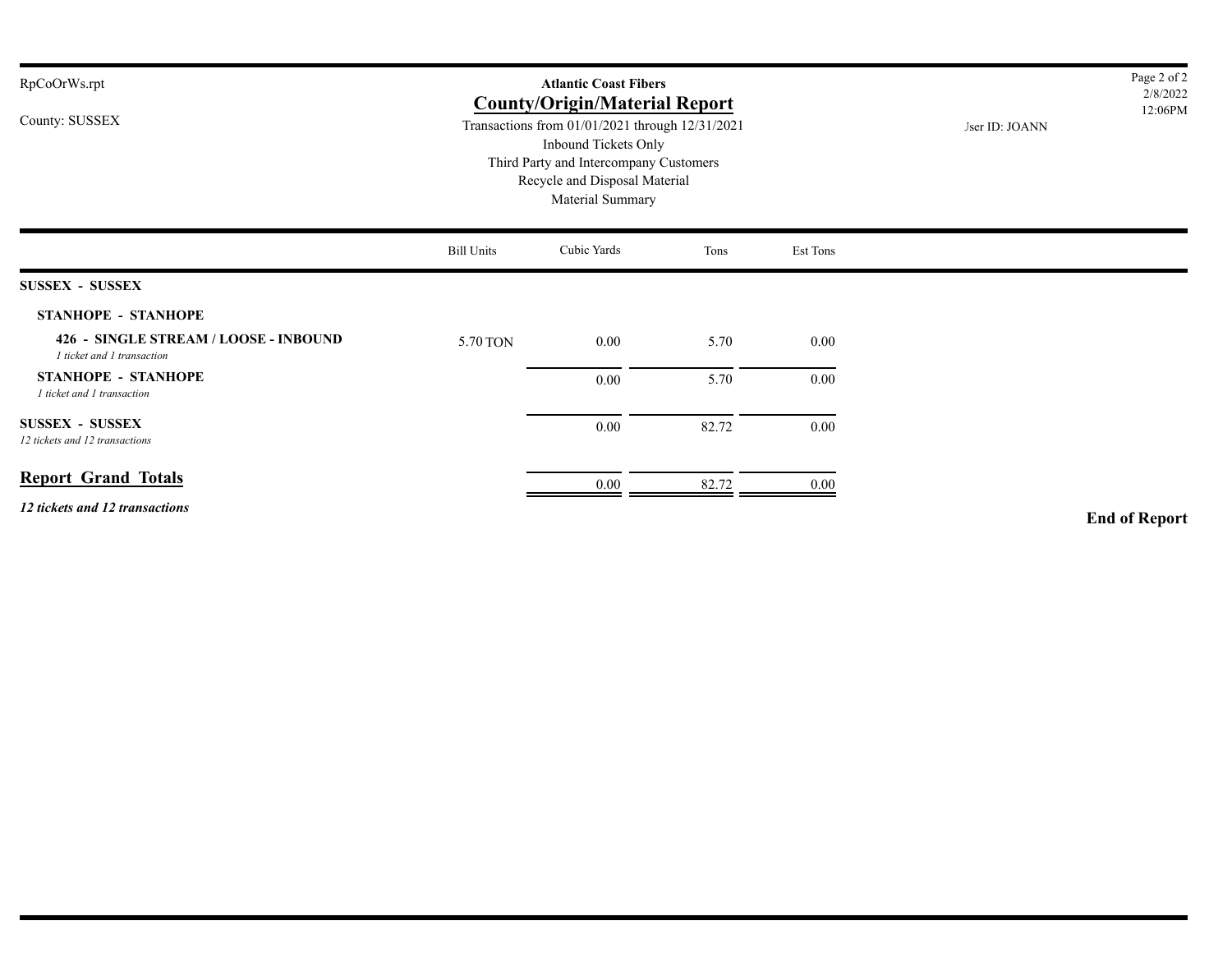RpCoOrWs.rpt

County: SUSSEX

**Atlantic Coast Fibers**

## County/Origin/Material Report

Transactions from 01/01/2021 through 12/31/2021
Inbound Tickets Only
Third Party and Intercompany Customers
Recycle and Disposal Material
Material Summary

User ID: JOANN

2/8/2022
12:06PM

| | Bill Units | Cubic Yards | Tons | Est Tons |
|---|---|---|---|---|
| **SUSSEX - SUSSEX** | | | | |
| **STANHOPE - STANHOPE** | | | | |
| **426 - SINGLE STREAM / LOOSE - INBOUND** *1 ticket and 1 transaction* | 5.70 TON | 0.00 | 5.70 | 0.00 |
| **STANHOPE - STANHOPE** *1 ticket and 1 transaction* | | 0.00 | 5.70 | 0.00 |
| **SUSSEX - SUSSEX** *12 tickets and 12 transactions* | | 0.00 | 82.72 | 0.00 |
| **Report Grand Totals** ***12 tickets and 12 transactions*** | | 0.00 | 82.72 | 0.00 |

**End of Report**